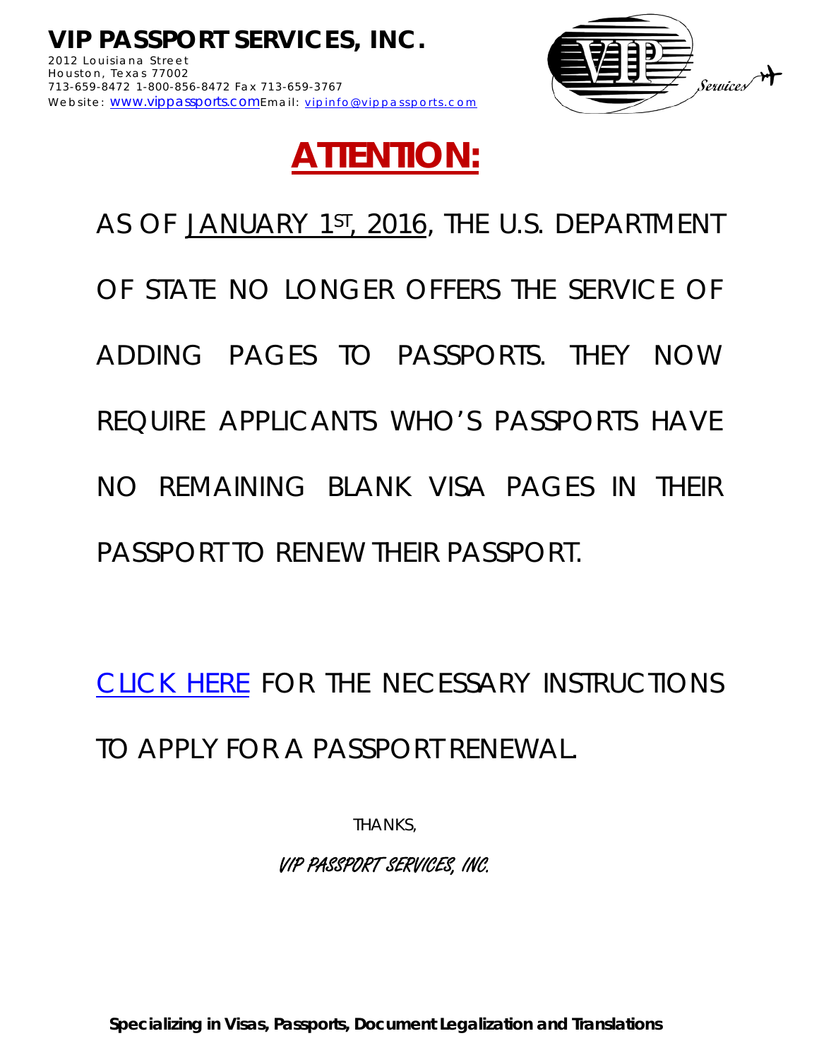# VIP PASSPORT SERVICES, INC.

2012 Louisiana Street
Houston, Texas 77002
713-659-8472 1-800-856-8472 Fax 713-659-3767
Website: www.vippassports.com Email: vipinfo@vippassports.com

## ATTENTION:

AS OF JANUARY 1ST, 2016, THE U.S. DEPARTMENT OF STATE NO LONGER OFFERS THE SERVICE OF ADDING PAGES TO PASSPORTS. THEY NOW REQUIRE APPLICANTS WHO'S PASSPORTS HAVE NO REMAINING BLANK VISA PAGES IN THEIR PASSPORT TO RENEW THEIR PASSPORT.

CLICK HERE FOR THE NECESSARY INSTRUCTIONS TO APPLY FOR A PASSPORT RENEWAL.

THANKS,

*VIP PASSPORT SERVICES, INC.*

**Specializing in Visas, Passports, Document Legalization and Translations**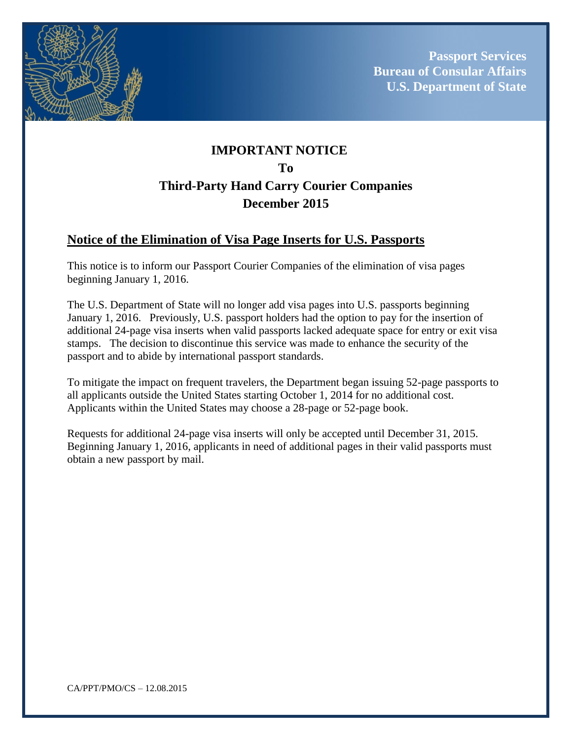Passport Services
Bureau of Consular Affairs
U.S. Department of State

# IMPORTANT NOTICE
# To
# Third-Party Hand Carry Courier Companies
# December 2015

## Notice of the Elimination of Visa Page Inserts for U.S. Passports

This notice is to inform our Passport Courier Companies of the elimination of visa pages beginning January 1, 2016.

The U.S. Department of State will no longer add visa pages into U.S. passports beginning January 1, 2016. Previously, U.S. passport holders had the option to pay for the insertion of additional 24-page visa inserts when valid passports lacked adequate space for entry or exit visa stamps. The decision to discontinue this service was made to enhance the security of the passport and to abide by international passport standards.

To mitigate the impact on frequent travelers, the Department began issuing 52-page passports to all applicants outside the United States starting October 1, 2014 for no additional cost. Applicants within the United States may choose a 28-page or 52-page book.

Requests for additional 24-page visa inserts will only be accepted until December 31, 2015. Beginning January 1, 2016, applicants in need of additional pages in their valid passports must obtain a new passport by mail.

CA/PPT/PMO/CS – 12.08.2015